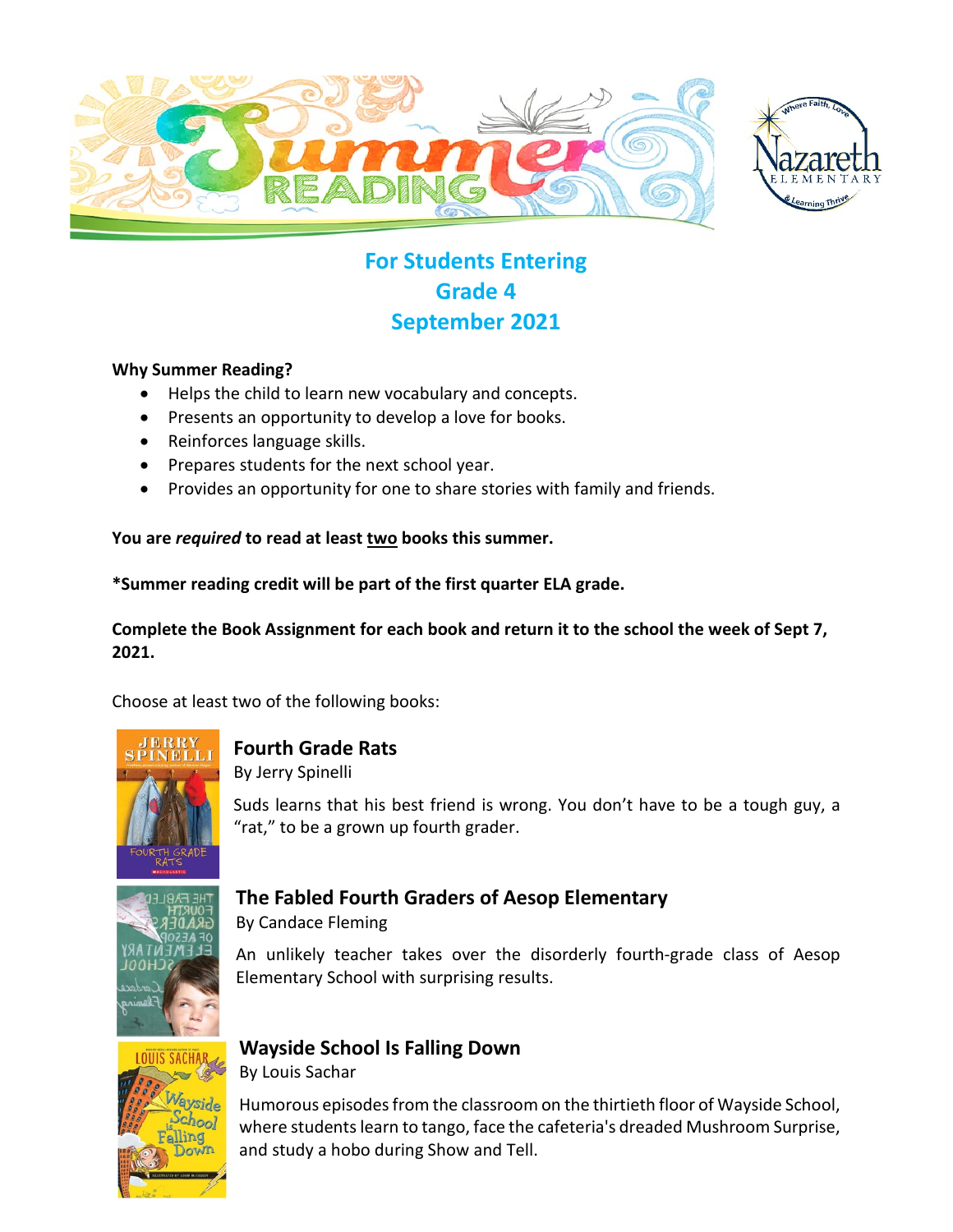# For Students Entering
# Grade 4
# September 2021

**Why Summer Reading?**

- Helps the child to learn new vocabulary and concepts.
- Presents an opportunity to develop a love for books.
- Reinforces language skills.
- Prepares students for the next school year.
- Provides an opportunity for one to share stories with family and friends.

**You are *required* to read at least <u>two</u> books this summer.**

**\*Summer reading credit will be part of the first quarter ELA grade.**

**Complete the Book Assignment for each book and return it to the school the week of Sept 7, 2021.**

Choose at least two of the following books:

### Fourth Grade Rats
By Jerry Spinelli

Suds learns that his best friend is wrong. You don't have to be a tough guy, a "rat," to be a grown up fourth grader.

### The Fabled Fourth Graders of Aesop Elementary
By Candace Fleming

An unlikely teacher takes over the disorderly fourth-grade class of Aesop Elementary School with surprising results.

### Wayside School Is Falling Down
By Louis Sachar

Humorous episodes from the classroom on the thirtieth floor of Wayside School, where students learn to tango, face the cafeteria's dreaded Mushroom Surprise, and study a hobo during Show and Tell.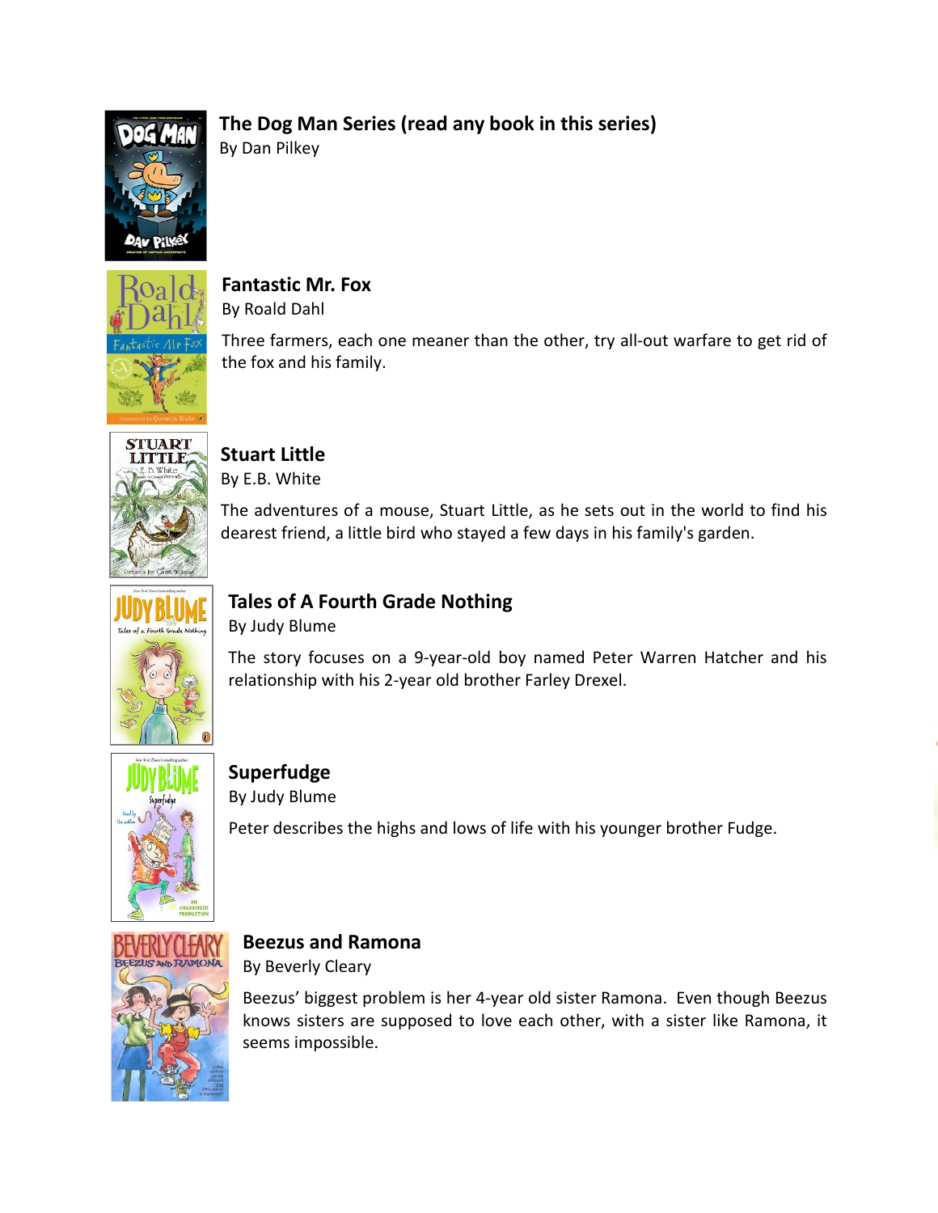**The Dog Man Series (read any book in this series)**
By Dan Pilkey

**Fantastic Mr. Fox**
By Roald Dahl

Three farmers, each one meaner than the other, try all-out warfare to get rid of the fox and his family.

**Stuart Little**
By E.B. White

The adventures of a mouse, Stuart Little, as he sets out in the world to find his dearest friend, a little bird who stayed a few days in his family's garden.

**Tales of A Fourth Grade Nothing**
By Judy Blume

The story focuses on a 9-year-old boy named Peter Warren Hatcher and his relationship with his 2-year old brother Farley Drexel.

**Superfudge**
By Judy Blume

Peter describes the highs and lows of life with his younger brother Fudge.

**Beezus and Ramona**
By Beverly Cleary

Beezus' biggest problem is her 4-year old sister Ramona. Even though Beezus knows sisters are supposed to love each other, with a sister like Ramona, it seems impossible.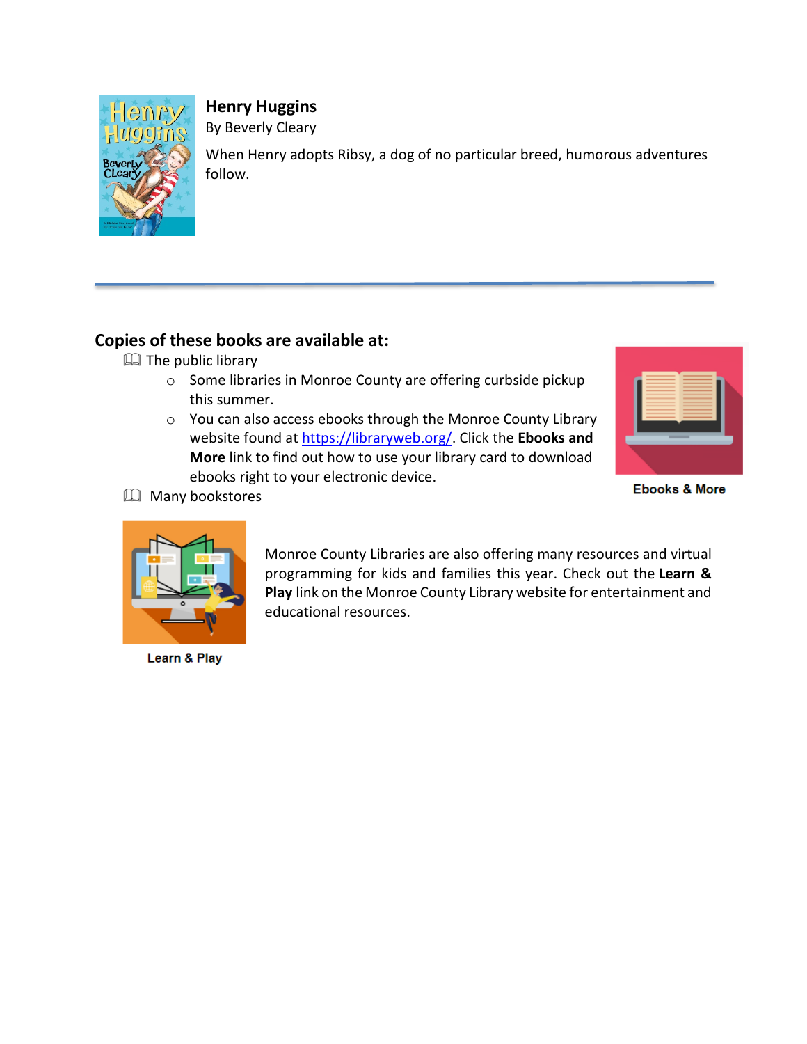**Henry Huggins**

By Beverly Cleary

When Henry adopts Ribsy, a dog of no particular breed, humorous adventures follow.

---

## Copies of these books are available at:

- The public library
  - Some libraries in Monroe County are offering curbside pickup this summer.
  - You can also access ebooks through the Monroe County Library website found at [https://libraryweb.org/](https://libraryweb.org/). Click the **Ebooks and More** link to find out how to use your library card to download ebooks right to your electronic device.
- Many bookstores

Ebooks & More

Monroe County Libraries are also offering many resources and virtual programming for kids and families this year. Check out the **Learn & Play** link on the Monroe County Library website for entertainment and educational resources.

Learn & Play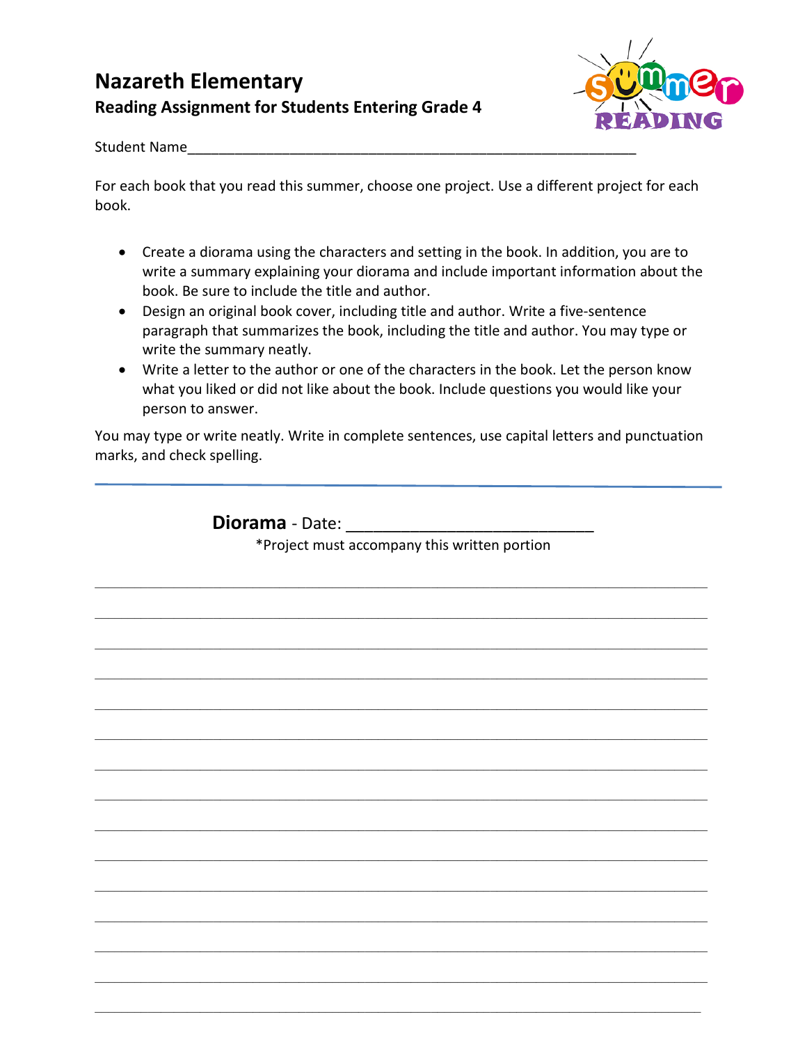# Nazareth Elementary

**Reading Assignment for Students Entering Grade 4**

Student Name_______________________________________________________

For each book that you read this summer, choose one project. Use a different project for each book.

- Create a diorama using the characters and setting in the book. In addition, you are to write a summary explaining your diorama and include important information about the book. Be sure to include the title and author.
- Design an original book cover, including title and author. Write a five-sentence paragraph that summarizes the book, including the title and author. You may type or write the summary neatly.
- Write a letter to the author or one of the characters in the book. Let the person know what you liked or did not like about the book. Include questions you would like your person to answer.

You may type or write neatly. Write in complete sentences, use capital letters and punctuation marks, and check spelling.

---

**Diorama** - Date: ___________________________

*Project must accompany this written portion

_________________________________________________________________________

_________________________________________________________________________

_________________________________________________________________________

_________________________________________________________________________

_________________________________________________________________________

_________________________________________________________________________

_________________________________________________________________________

_________________________________________________________________________

_________________________________________________________________________

_________________________________________________________________________

_________________________________________________________________________

_________________________________________________________________________

_________________________________________________________________________

_________________________________________________________________________

_________________________________________________________________________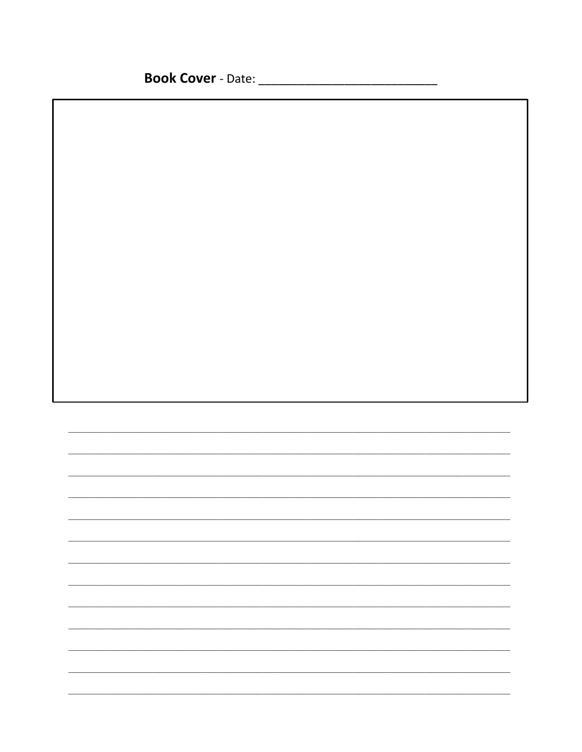**Book Cover** - Date: ___________________________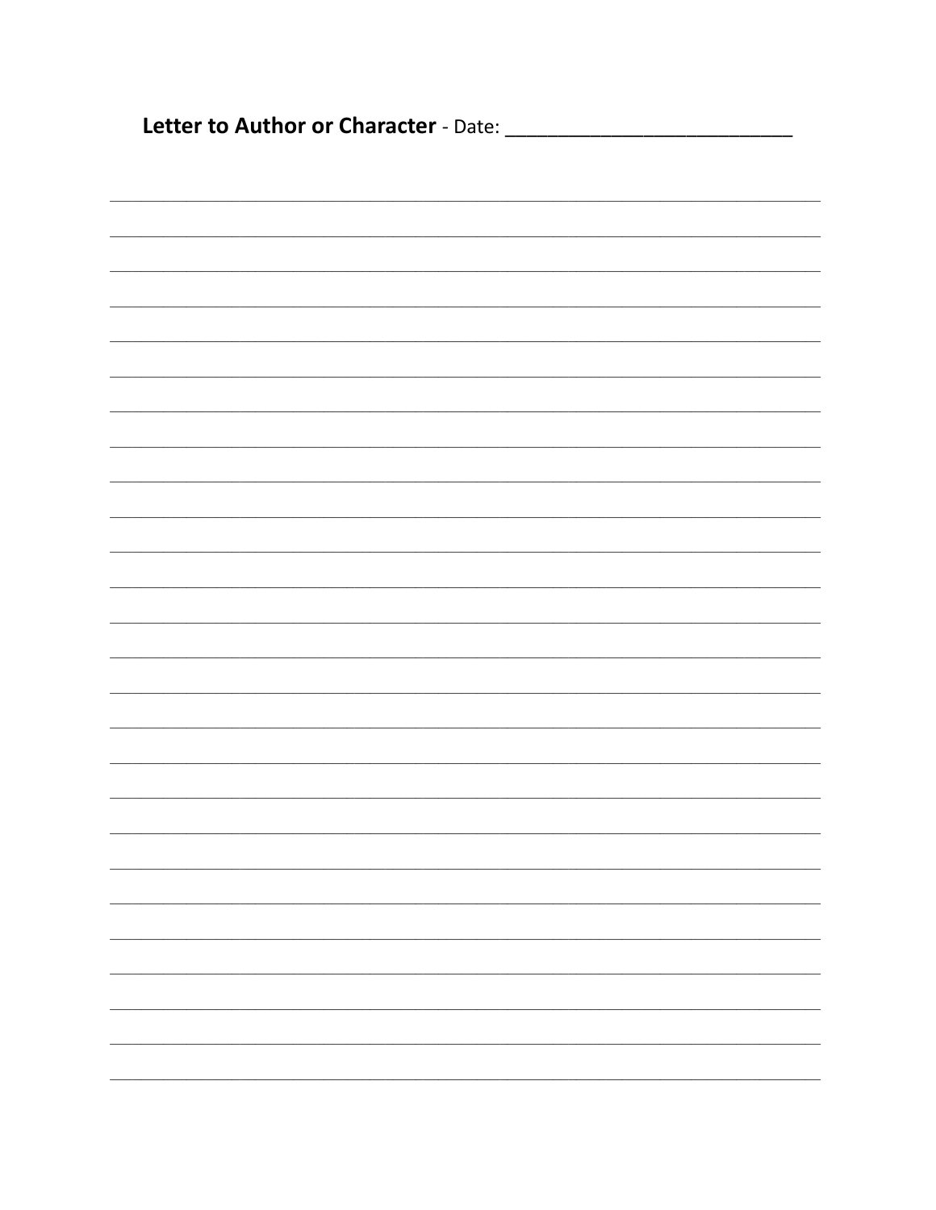**Letter to Author or Character** - Date: ___________________________